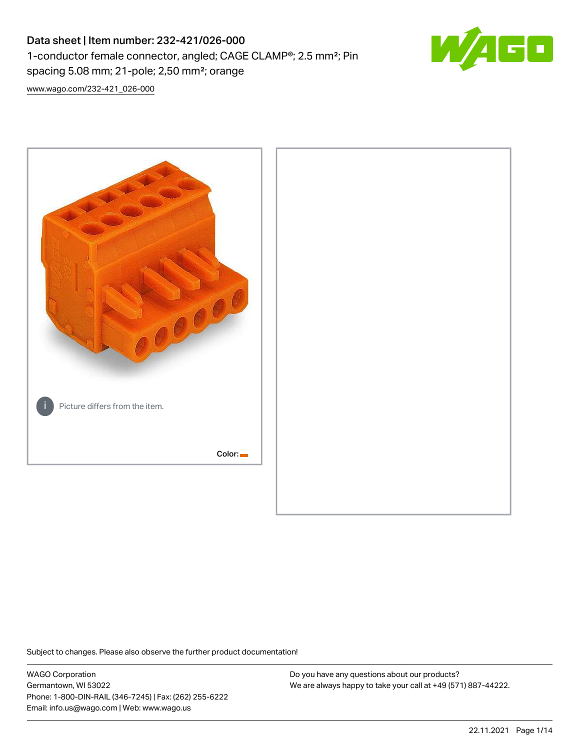# Data sheet | Item number: 232-421/026-000

1-conductor female connector, angled; CAGE CLAMP®; 2.5 mm²; Pin spacing 5.08 mm; 21-pole; 2,50 mm²; orange

www.wago.com/232-421_026-000

Picture differs from the item.

Color:

Subject to changes. Please also observe the further product documentation!

WAGO Corporation
Germantown, WI 53022
Phone: 1-800-DIN-RAIL (346-7245) | Fax: (262) 255-6222
Email: info.us@wago.com | Web: www.wago.us

Do you have any questions about our products?
We are always happy to take your call at +49 (571) 887-44222.

22.11.2021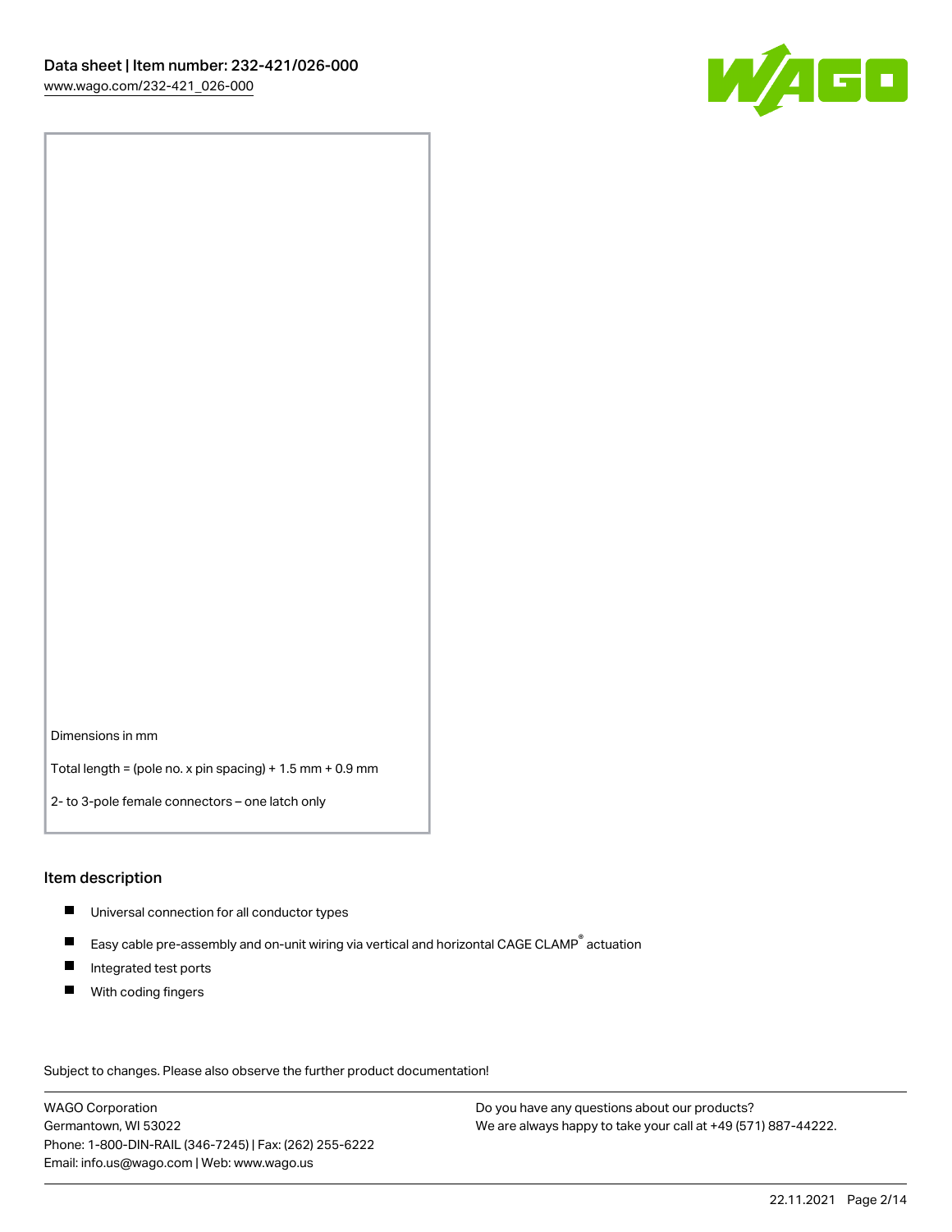Dimensions in mm

Total length = (pole no. x pin spacing) + 1.5 mm + 0.9 mm

2- to 3-pole female connectors – one latch only

## Item description

- Universal connection for all conductor types
- Easy cable pre-assembly and on-unit wiring via vertical and horizontal CAGE CLAMP® actuation
- Integrated test ports
- With coding fingers

Subject to changes. Please also observe the further product documentation!

WAGO Corporation
Germantown, WI 53022
Phone: 1-800-DIN-RAIL (346-7245) | Fax: (262) 255-6222
Email: info.us@wago.com | Web: www.wago.us

Do you have any questions about our products?
We are always happy to take your call at +49 (571) 887-44222.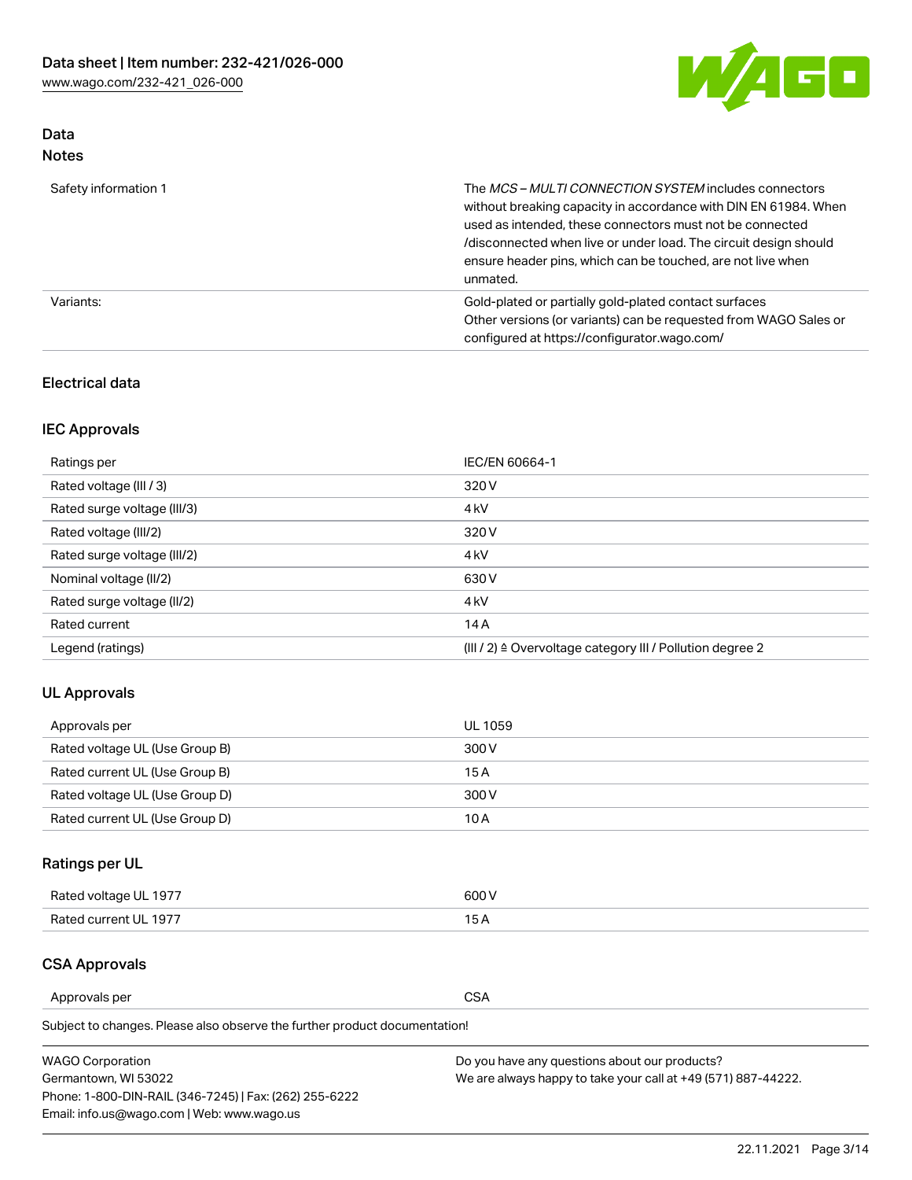## Data

### Notes

| | |
|---|---|
| Safety information 1 | The *MCS – MULTI CONNECTION SYSTEM* includes connectors without breaking capacity in accordance with DIN EN 61984. When used as intended, these connectors must not be connected /disconnected when live or under load. The circuit design should ensure header pins, which can be touched, are not live when unmated. |
| Variants: | Gold-plated or partially gold-plated contact surfaces<br>Other versions (or variants) can be requested from WAGO Sales or configured at https://configurator.wago.com/ |

## Electrical data

### IEC Approvals

| | |
|---|---|
| Ratings per | IEC/EN 60664-1 |
| Rated voltage (III / 3) | 320 V |
| Rated surge voltage (III/3) | 4 kV |
| Rated voltage (III/2) | 320 V |
| Rated surge voltage (III/2) | 4 kV |
| Nominal voltage (II/2) | 630 V |
| Rated surge voltage (II/2) | 4 kV |
| Rated current | 14 A |
| Legend (ratings) | (III / 2) ≙ Overvoltage category III / Pollution degree 2 |

### UL Approvals

| | |
|---|---|
| Approvals per | UL 1059 |
| Rated voltage UL (Use Group B) | 300 V |
| Rated current UL (Use Group B) | 15 A |
| Rated voltage UL (Use Group D) | 300 V |
| Rated current UL (Use Group D) | 10 A |

### Ratings per UL

| | |
|---|---|
| Rated voltage UL 1977 | 600 V |
| Rated current UL 1977 | 15 A |

### CSA Approvals

| | |
|---|---|
| Approvals per | CSA |

Subject to changes. Please also observe the further product documentation!

WAGO Corporation
Germantown, WI 53022
Phone: 1-800-DIN-RAIL (346-7245) | Fax: (262) 255-6222
Email: info.us@wago.com | Web: www.wago.us

Do you have any questions about our products?
We are always happy to take your call at +49 (571) 887-44222.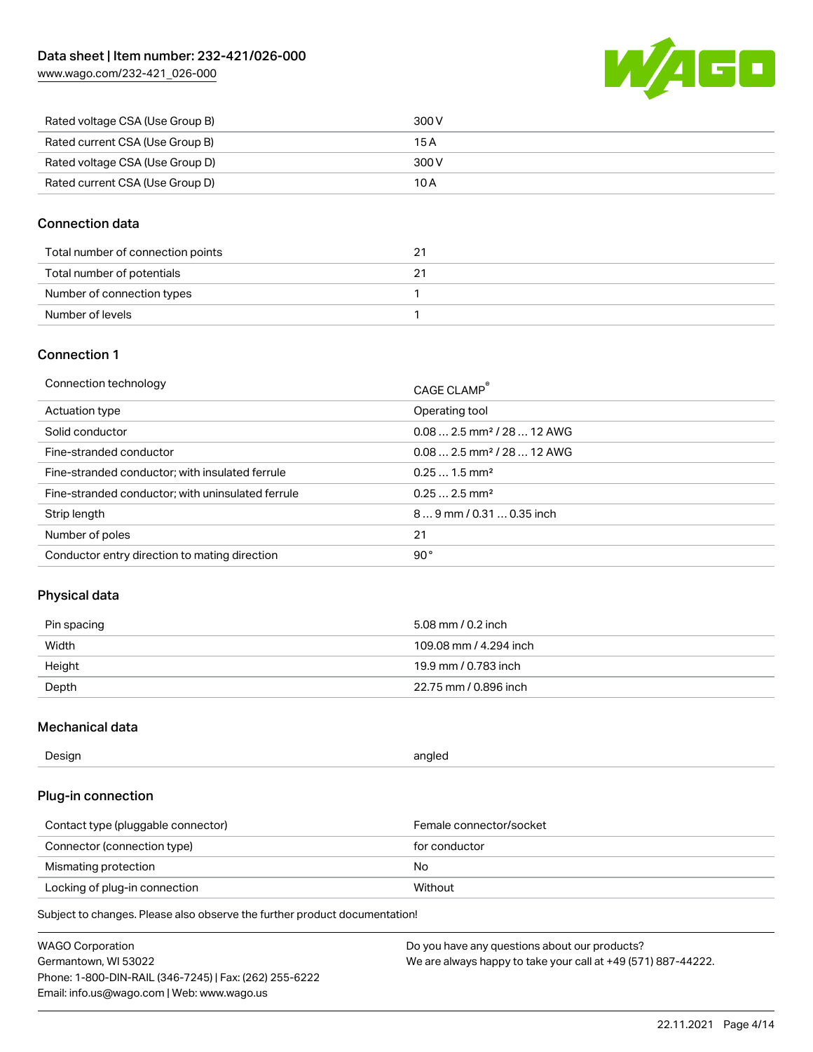| Rated voltage CSA (Use Group B) | 300 V |
| --- | --- |
| Rated current CSA (Use Group B) | 15 A |
| Rated voltage CSA (Use Group D) | 300 V |
| Rated current CSA (Use Group D) | 10 A |

## Connection data

| Total number of connection points | 21 |
| --- | --- |
| Total number of potentials | 21 |
| Number of connection types | 1 |
| Number of levels | 1 |

## Connection 1

| Connection technology | CAGE CLAMP® |
| --- | --- |
| Actuation type | Operating tool |
| Solid conductor | 0.08 … 2.5 mm² / 28 … 12 AWG |
| Fine-stranded conductor | 0.08 … 2.5 mm² / 28 … 12 AWG |
| Fine-stranded conductor; with insulated ferrule | 0.25 … 1.5 mm² |
| Fine-stranded conductor; with uninsulated ferrule | 0.25 … 2.5 mm² |
| Strip length | 8 … 9 mm / 0.31 … 0.35 inch |
| Number of poles | 21 |
| Conductor entry direction to mating direction | 90 ° |

## Physical data

| Pin spacing | 5.08 mm / 0.2 inch |
| --- | --- |
| Width | 109.08 mm / 4.294 inch |
| Height | 19.9 mm / 0.783 inch |
| Depth | 22.75 mm / 0.896 inch |

## Mechanical data

| Design | angled |
| --- | --- |

## Plug-in connection

| Contact type (pluggable connector) | Female connector/socket |
| --- | --- |
| Connector (connection type) | for conductor |
| Mismating protection | No |
| Locking of plug-in connection | Without |

Subject to changes. Please also observe the further product documentation!

WAGO Corporation
Germantown, WI 53022
Phone: 1-800-DIN-RAIL (346-7245) | Fax: (262) 255-6222
Email: info.us@wago.com | Web: www.wago.us

Do you have any questions about our products?
We are always happy to take your call at +49 (571) 887-44222.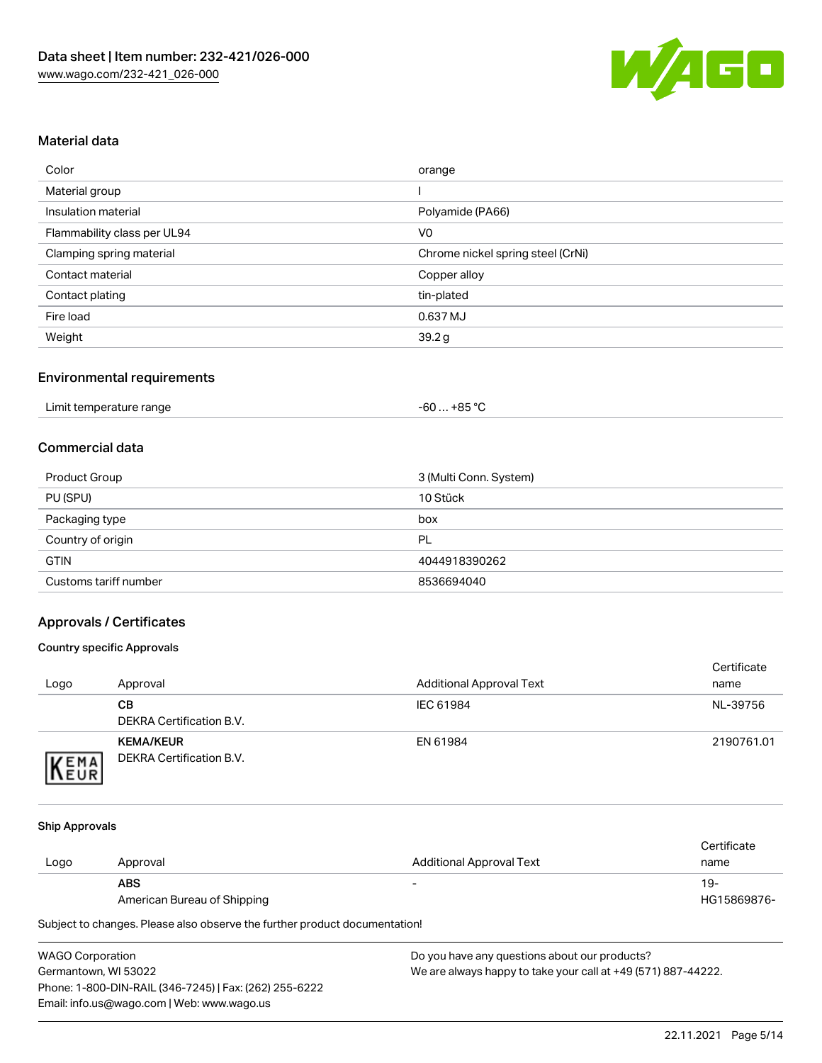## Material data

| | |
|---|---|
| Color | orange |
| Material group | I |
| Insulation material | Polyamide (PA66) |
| Flammability class per UL94 | V0 |
| Clamping spring material | Chrome nickel spring steel (CrNi) |
| Contact material | Copper alloy |
| Contact plating | tin-plated |
| Fire load | 0.637 MJ |
| Weight | 39.2 g |

## Environmental requirements

| | |
|---|---|
| Limit temperature range | -60 … +85 °C |

## Commercial data

| | |
|---|---|
| Product Group | 3 (Multi Conn. System) |
| PU (SPU) | 10 Stück |
| Packaging type | box |
| Country of origin | PL |
| GTIN | 4044918390262 |
| Customs tariff number | 8536694040 |

## Approvals / Certificates

### Country specific Approvals

| Logo | Approval | Additional Approval Text | Certificate name |
|---|---|---|---|
| | **CB**<br>DEKRA Certification B.V. | IEC 61984 | NL-39756 |
| | **KEMA/KEUR**<br>DEKRA Certification B.V. | EN 61984 | 2190761.01 |

### Ship Approvals

| Logo | Approval | Additional Approval Text | Certificate name |
|---|---|---|---|
| | **ABS**<br>American Bureau of Shipping | - | 19-HG15869876- |

Subject to changes. Please also observe the further product documentation!

WAGO Corporation
Germantown, WI 53022
Phone: 1-800-DIN-RAIL (346-7245) | Fax: (262) 255-6222
Email: info.us@wago.com | Web: www.wago.us

Do you have any questions about our products?
We are always happy to take your call at +49 (571) 887-44222.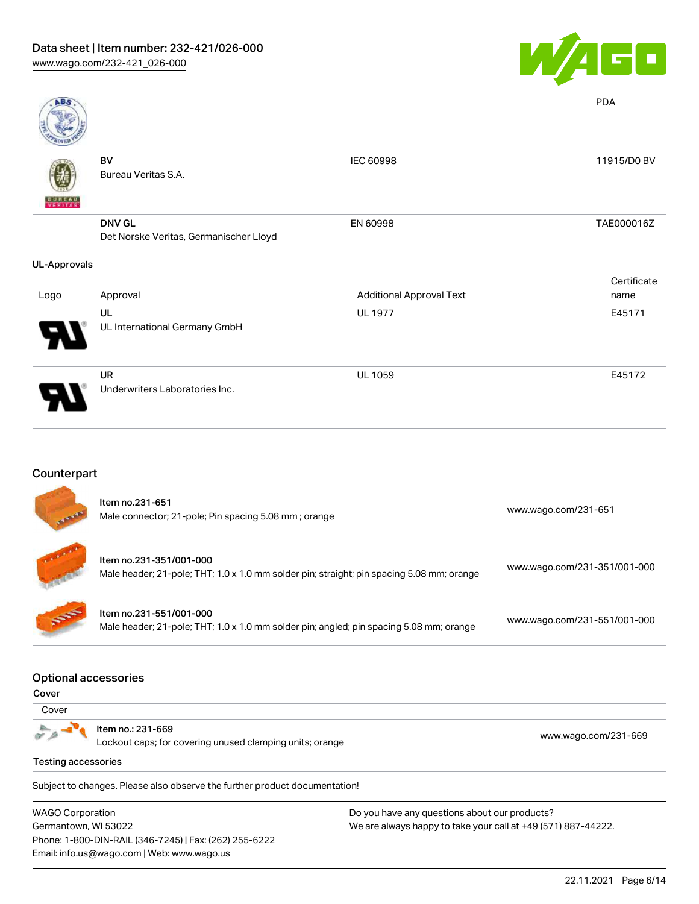| | | | PDA |
|---|---|---|---|
| | BV<br>Bureau Veritas S.A. | IEC 60998 | 11915/D0 BV |
| | DNV GL<br>Det Norske Veritas, Germanischer Lloyd | EN 60998 | TAE000016Z |

**UL-Approvals**

| Logo | Approval | Additional Approval Text | Certificate name |
|---|---|---|---|
| | UL<br>UL International Germany GmbH | UL 1977 | E45171 |
| | UR<br>Underwriters Laboratories Inc. | UL 1059 | E45172 |

## Counterpart

| | | |
|---|---|---|
| | Item no.231-651<br>Male connector; 21-pole; Pin spacing 5.08 mm ; orange | www.wago.com/231-651 |
| | Item no.231-351/001-000<br>Male header; 21-pole; THT; 1.0 x 1.0 mm solder pin; straight; pin spacing 5.08 mm; orange | www.wago.com/231-351/001-000 |
| | Item no.231-551/001-000<br>Male header; 21-pole; THT; 1.0 x 1.0 mm solder pin; angled; pin spacing 5.08 mm; orange | www.wago.com/231-551/001-000 |

## Optional accessories

**Cover**

Cover

| | | |
|---|---|---|
| | Item no.: 231-669<br>Lockout caps; for covering unused clamping units; orange | www.wago.com/231-669 |

**Testing accessories**

Subject to changes. Please also observe the further product documentation!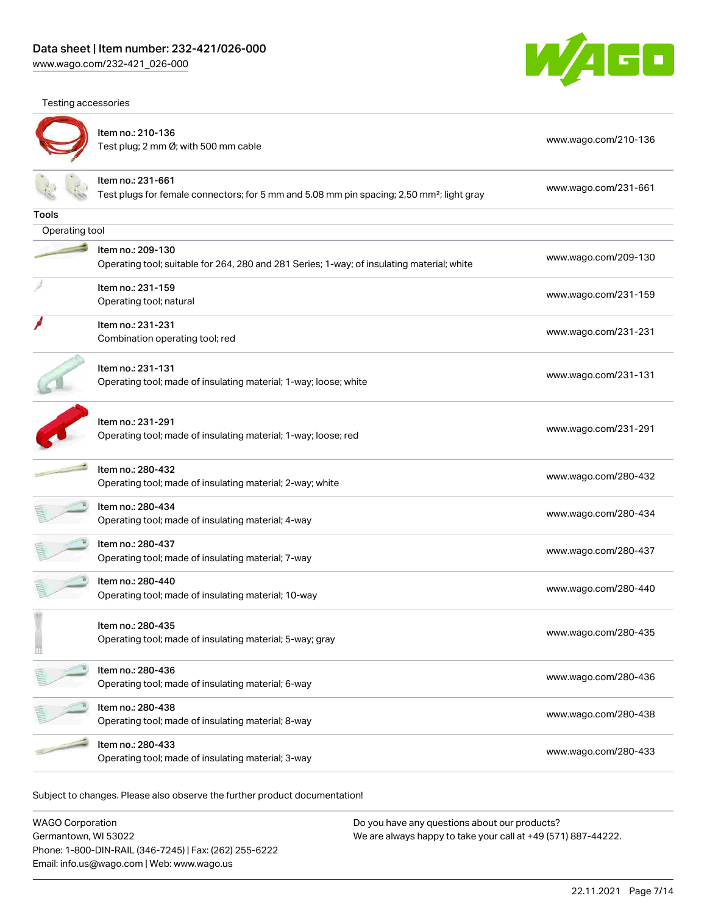Testing accessories

| | | |
|---|---|---|
| | Item no.: 210-136<br>Test plug; 2 mm Ø; with 500 mm cable | www.wago.com/210-136 |
| | Item no.: 231-661<br>Test plugs for female connectors; for 5 mm and 5.08 mm pin spacing; 2,50 mm²; light gray | www.wago.com/231-661 |

## Tools

Operating tool

| | | |
|---|---|---|
| | Item no.: 209-130<br>Operating tool; suitable for 264, 280 and 281 Series; 1-way; of insulating material; white | www.wago.com/209-130 |
| | Item no.: 231-159<br>Operating tool; natural | www.wago.com/231-159 |
| | Item no.: 231-231<br>Combination operating tool; red | www.wago.com/231-231 |
| | Item no.: 231-131<br>Operating tool; made of insulating material; 1-way; loose; white | www.wago.com/231-131 |
| | Item no.: 231-291<br>Operating tool; made of insulating material; 1-way; loose; red | www.wago.com/231-291 |
| | Item no.: 280-432<br>Operating tool; made of insulating material; 2-way; white | www.wago.com/280-432 |
| | Item no.: 280-434<br>Operating tool; made of insulating material; 4-way | www.wago.com/280-434 |
| | Item no.: 280-437<br>Operating tool; made of insulating material; 7-way | www.wago.com/280-437 |
| | Item no.: 280-440<br>Operating tool; made of insulating material; 10-way | www.wago.com/280-440 |
| | Item no.: 280-435<br>Operating tool; made of insulating material; 5-way; gray | www.wago.com/280-435 |
| | Item no.: 280-436<br>Operating tool; made of insulating material; 6-way | www.wago.com/280-436 |
| | Item no.: 280-438<br>Operating tool; made of insulating material; 8-way | www.wago.com/280-438 |
| | Item no.: 280-433<br>Operating tool; made of insulating material; 3-way | www.wago.com/280-433 |

Subject to changes. Please also observe the further product documentation!

WAGO Corporation
Germantown, WI 53022
Phone: 1-800-DIN-RAIL (346-7245) | Fax: (262) 255-6222
Email: info.us@wago.com | Web: www.wago.us

Do you have any questions about our products?
We are always happy to take your call at +49 (571) 887-44222.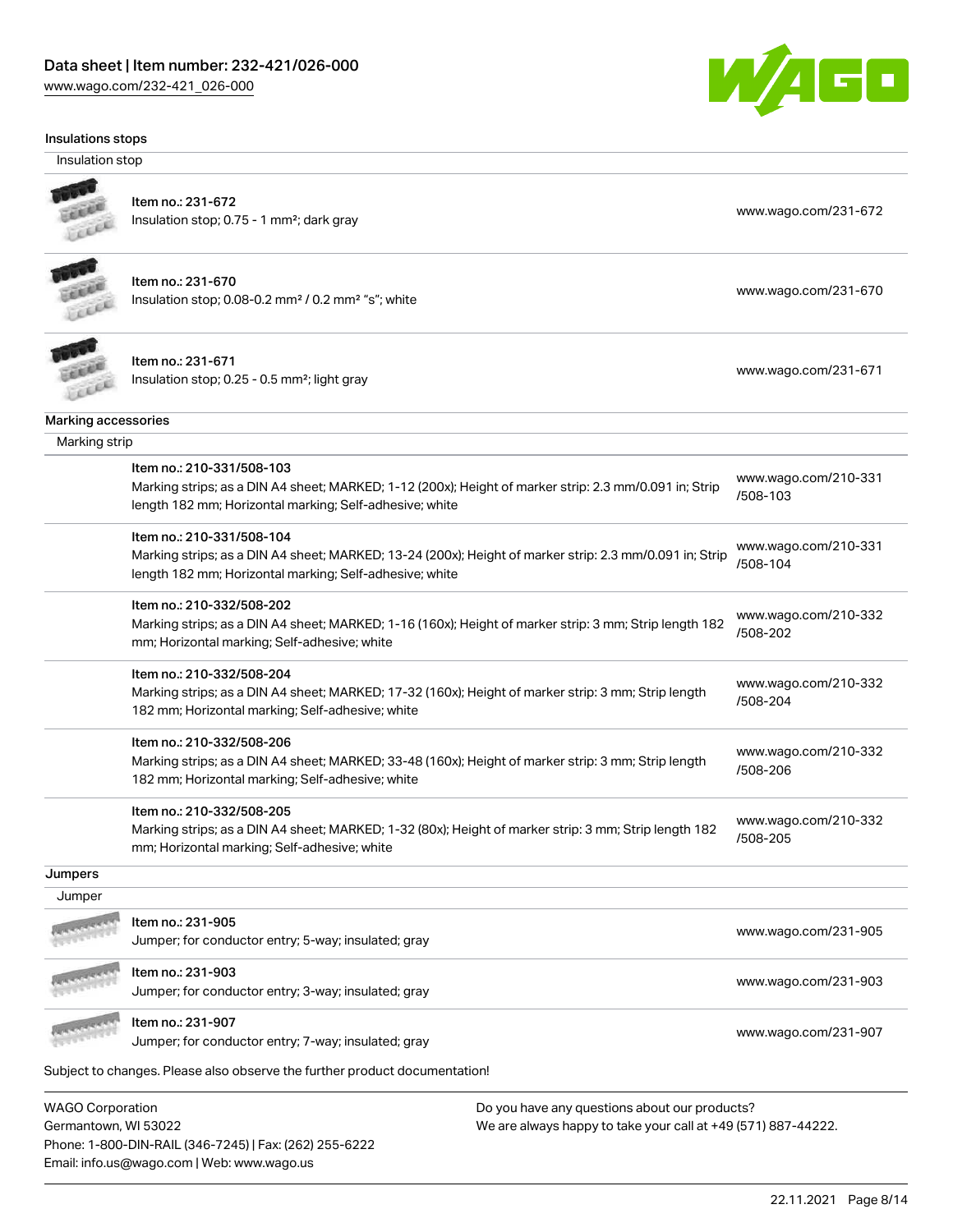### Insulations stops

Insulation stop

| | |
|---|---|
| Item no.: 231-672<br>Insulation stop; 0.75 - 1 mm²; dark gray | www.wago.com/231-672 |
| Item no.: 231-670<br>Insulation stop; 0.08-0.2 mm² / 0.2 mm² "s"; white | www.wago.com/231-670 |
| Item no.: 231-671<br>Insulation stop; 0.25 - 0.5 mm²; light gray | www.wago.com/231-671 |

### Marking accessories

Marking strip

| | |
|---|---|
| Item no.: 210-331/508-103<br>Marking strips; as a DIN A4 sheet; MARKED; 1-12 (200x); Height of marker strip: 2.3 mm/0.091 in; Strip length 182 mm; Horizontal marking; Self-adhesive; white | www.wago.com/210-331/508-103 |
| Item no.: 210-331/508-104<br>Marking strips; as a DIN A4 sheet; MARKED; 13-24 (200x); Height of marker strip: 2.3 mm/0.091 in; Strip length 182 mm; Horizontal marking; Self-adhesive; white | www.wago.com/210-331/508-104 |
| Item no.: 210-332/508-202<br>Marking strips; as a DIN A4 sheet; MARKED; 1-16 (160x); Height of marker strip: 3 mm; Strip length 182 mm; Horizontal marking; Self-adhesive; white | www.wago.com/210-332/508-202 |
| Item no.: 210-332/508-204<br>Marking strips; as a DIN A4 sheet; MARKED; 17-32 (160x); Height of marker strip: 3 mm; Strip length 182 mm; Horizontal marking; Self-adhesive; white | www.wago.com/210-332/508-204 |
| Item no.: 210-332/508-206<br>Marking strips; as a DIN A4 sheet; MARKED; 33-48 (160x); Height of marker strip: 3 mm; Strip length 182 mm; Horizontal marking; Self-adhesive; white | www.wago.com/210-332/508-206 |
| Item no.: 210-332/508-205<br>Marking strips; as a DIN A4 sheet; MARKED; 1-32 (80x); Height of marker strip: 3 mm; Strip length 182 mm; Horizontal marking; Self-adhesive; white | www.wago.com/210-332/508-205 |

### Jumpers

Jumper

| | |
|---|---|
| Item no.: 231-905<br>Jumper; for conductor entry; 5-way; insulated; gray | www.wago.com/231-905 |
| Item no.: 231-903<br>Jumper; for conductor entry; 3-way; insulated; gray | www.wago.com/231-903 |
| Item no.: 231-907<br>Jumper; for conductor entry; 7-way; insulated; gray | www.wago.com/231-907 |

Subject to changes. Please also observe the further product documentation!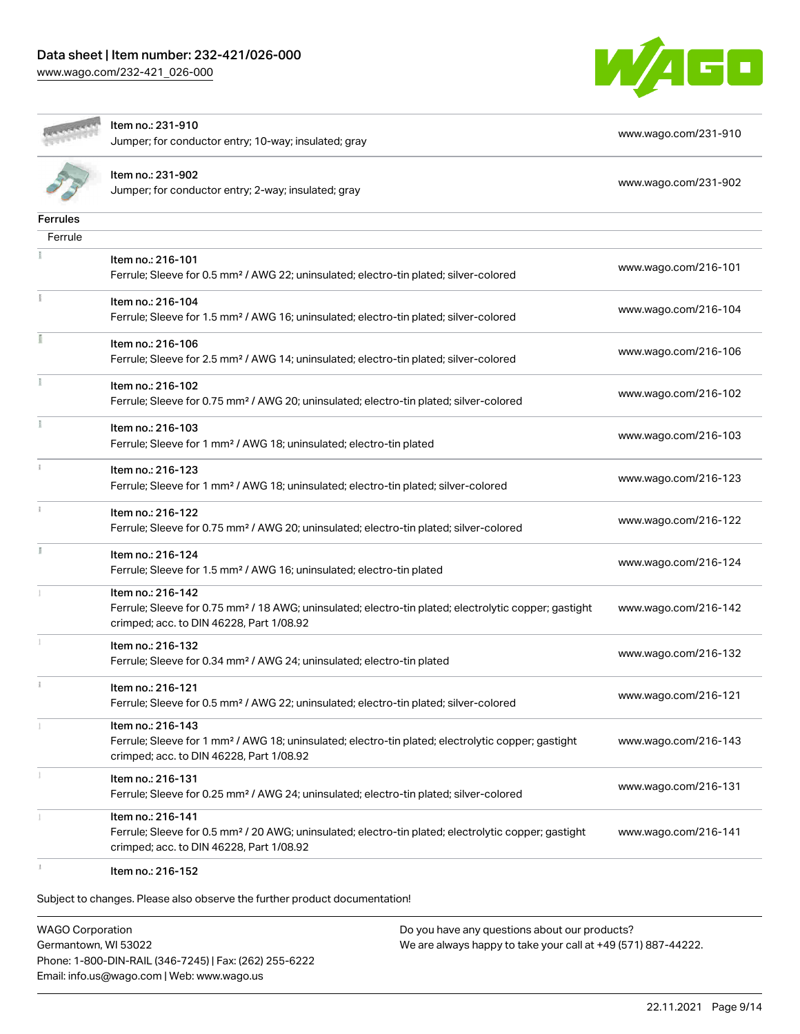| | | |
|---|---|---|
| | Item no.: 231-910<br>Jumper; for conductor entry; 10-way; insulated; gray | www.wago.com/231-910 |
| | Item no.: 231-902<br>Jumper; for conductor entry; 2-way; insulated; gray | www.wago.com/231-902 |

**Ferrules**

Ferrule

| | | |
|---|---|---|
| | Item no.: 216-101<br>Ferrule; Sleeve for 0.5 mm² / AWG 22; uninsulated; electro-tin plated; silver-colored | www.wago.com/216-101 |
| | Item no.: 216-104<br>Ferrule; Sleeve for 1.5 mm² / AWG 16; uninsulated; electro-tin plated; silver-colored | www.wago.com/216-104 |
| | Item no.: 216-106<br>Ferrule; Sleeve for 2.5 mm² / AWG 14; uninsulated; electro-tin plated; silver-colored | www.wago.com/216-106 |
| | Item no.: 216-102<br>Ferrule; Sleeve for 0.75 mm² / AWG 20; uninsulated; electro-tin plated; silver-colored | www.wago.com/216-102 |
| | Item no.: 216-103<br>Ferrule; Sleeve for 1 mm² / AWG 18; uninsulated; electro-tin plated | www.wago.com/216-103 |
| | Item no.: 216-123<br>Ferrule; Sleeve for 1 mm² / AWG 18; uninsulated; electro-tin plated; silver-colored | www.wago.com/216-123 |
| | Item no.: 216-122<br>Ferrule; Sleeve for 0.75 mm² / AWG 20; uninsulated; electro-tin plated; silver-colored | www.wago.com/216-122 |
| | Item no.: 216-124<br>Ferrule; Sleeve for 1.5 mm² / AWG 16; uninsulated; electro-tin plated | www.wago.com/216-124 |
| | Item no.: 216-142<br>Ferrule; Sleeve for 0.75 mm² / 18 AWG; uninsulated; electro-tin plated; electrolytic copper; gastight crimped; acc. to DIN 46228, Part 1/08.92 | www.wago.com/216-142 |
| | Item no.: 216-132<br>Ferrule; Sleeve for 0.34 mm² / AWG 24; uninsulated; electro-tin plated | www.wago.com/216-132 |
| | Item no.: 216-121<br>Ferrule; Sleeve for 0.5 mm² / AWG 22; uninsulated; electro-tin plated; silver-colored | www.wago.com/216-121 |
| | Item no.: 216-143<br>Ferrule; Sleeve for 1 mm² / AWG 18; uninsulated; electro-tin plated; electrolytic copper; gastight crimped; acc. to DIN 46228, Part 1/08.92 | www.wago.com/216-143 |
| | Item no.: 216-131<br>Ferrule; Sleeve for 0.25 mm² / AWG 24; uninsulated; electro-tin plated; silver-colored | www.wago.com/216-131 |
| | Item no.: 216-141<br>Ferrule; Sleeve for 0.5 mm² / 20 AWG; uninsulated; electro-tin plated; electrolytic copper; gastight crimped; acc. to DIN 46228, Part 1/08.92 | www.wago.com/216-141 |
| | Item no.: 216-152 | |

Subject to changes. Please also observe the further product documentation!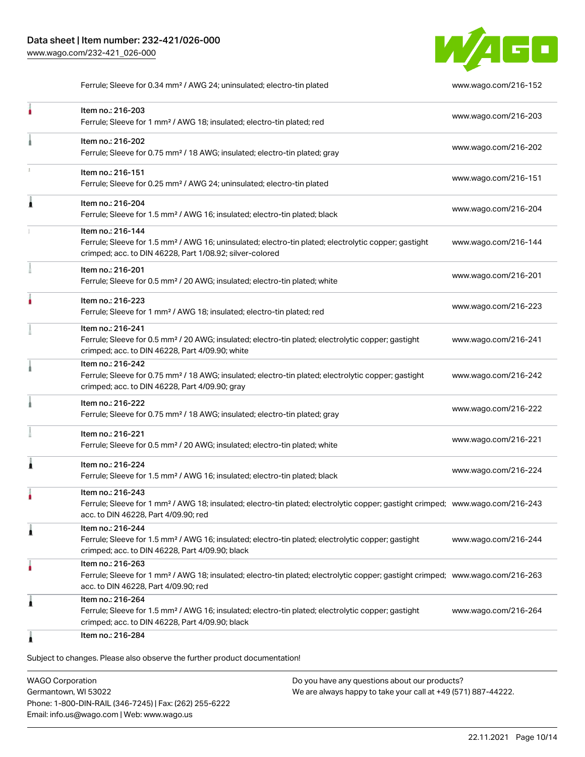| | | |
|---|---|---|
| | Ferrule; Sleeve for 0.34 mm² / AWG 24; uninsulated; electro-tin plated | www.wago.com/216-152 |
| | Item no.: 216-203<br>Ferrule; Sleeve for 1 mm² / AWG 18; insulated; electro-tin plated; red | www.wago.com/216-203 |
| | Item no.: 216-202<br>Ferrule; Sleeve for 0.75 mm² / 18 AWG; insulated; electro-tin plated; gray | www.wago.com/216-202 |
| | Item no.: 216-151<br>Ferrule; Sleeve for 0.25 mm² / AWG 24; uninsulated; electro-tin plated | www.wago.com/216-151 |
| | Item no.: 216-204<br>Ferrule; Sleeve for 1.5 mm² / AWG 16; insulated; electro-tin plated; black | www.wago.com/216-204 |
| | Item no.: 216-144<br>Ferrule; Sleeve for 1.5 mm² / AWG 16; uninsulated; electro-tin plated; electrolytic copper; gastight crimped; acc. to DIN 46228, Part 1/08.92; silver-colored | www.wago.com/216-144 |
| | Item no.: 216-201<br>Ferrule; Sleeve for 0.5 mm² / 20 AWG; insulated; electro-tin plated; white | www.wago.com/216-201 |
| | Item no.: 216-223<br>Ferrule; Sleeve for 1 mm² / AWG 18; insulated; electro-tin plated; red | www.wago.com/216-223 |
| | Item no.: 216-241<br>Ferrule; Sleeve for 0.5 mm² / 20 AWG; insulated; electro-tin plated; electrolytic copper; gastight crimped; acc. to DIN 46228, Part 4/09.90; white | www.wago.com/216-241 |
| | Item no.: 216-242<br>Ferrule; Sleeve for 0.75 mm² / 18 AWG; insulated; electro-tin plated; electrolytic copper; gastight crimped; acc. to DIN 46228, Part 4/09.90; gray | www.wago.com/216-242 |
| | Item no.: 216-222<br>Ferrule; Sleeve for 0.75 mm² / 18 AWG; insulated; electro-tin plated; gray | www.wago.com/216-222 |
| | Item no.: 216-221<br>Ferrule; Sleeve for 0.5 mm² / 20 AWG; insulated; electro-tin plated; white | www.wago.com/216-221 |
| | Item no.: 216-224<br>Ferrule; Sleeve for 1.5 mm² / AWG 16; insulated; electro-tin plated; black | www.wago.com/216-224 |
| | Item no.: 216-243<br>Ferrule; Sleeve for 1 mm² / AWG 18; insulated; electro-tin plated; electrolytic copper; gastight crimped; acc. to DIN 46228, Part 4/09.90; red | www.wago.com/216-243 |
| | Item no.: 216-244<br>Ferrule; Sleeve for 1.5 mm² / AWG 16; insulated; electro-tin plated; electrolytic copper; gastight crimped; acc. to DIN 46228, Part 4/09.90; black | www.wago.com/216-244 |
| | Item no.: 216-263<br>Ferrule; Sleeve for 1 mm² / AWG 18; insulated; electro-tin plated; electrolytic copper; gastight crimped; acc. to DIN 46228, Part 4/09.90; red | www.wago.com/216-263 |
| | Item no.: 216-264<br>Ferrule; Sleeve for 1.5 mm² / AWG 16; insulated; electro-tin plated; electrolytic copper; gastight crimped; acc. to DIN 46228, Part 4/09.90; black | www.wago.com/216-264 |
| | Item no.: 216-284 | |

Subject to changes. Please also observe the further product documentation!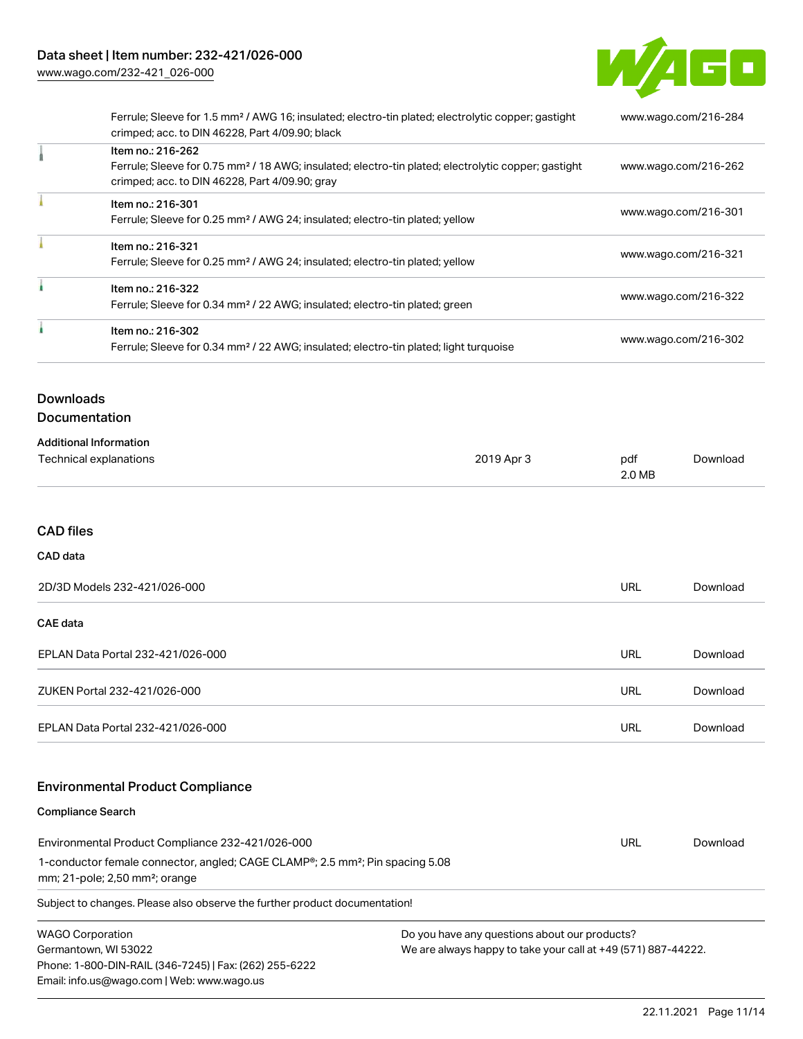| | | |
|---|---|---|
| | Ferrule; Sleeve for 1.5 mm² / AWG 16; insulated; electro-tin plated; electrolytic copper; gastight crimped; acc. to DIN 46228, Part 4/09.90; black | www.wago.com/216-284 |
| | Item no.: 216-262<br>Ferrule; Sleeve for 0.75 mm² / 18 AWG; insulated; electro-tin plated; electrolytic copper; gastight crimped; acc. to DIN 46228, Part 4/09.90; gray | www.wago.com/216-262 |
| | Item no.: 216-301<br>Ferrule; Sleeve for 0.25 mm² / AWG 24; insulated; electro-tin plated; yellow | www.wago.com/216-301 |
| | Item no.: 216-321<br>Ferrule; Sleeve for 0.25 mm² / AWG 24; insulated; electro-tin plated; yellow | www.wago.com/216-321 |
| | Item no.: 216-322<br>Ferrule; Sleeve for 0.34 mm² / 22 AWG; insulated; electro-tin plated; green | www.wago.com/216-322 |
| | Item no.: 216-302<br>Ferrule; Sleeve for 0.34 mm² / 22 AWG; insulated; electro-tin plated; light turquoise | www.wago.com/216-302 |

## Downloads

### Documentation

**Additional Information**

| | | | |
|---|---|---|---|
| Technical explanations | 2019 Apr 3 | pdf 2.0 MB | Download |

### CAD files

**CAD data**

| | | |
|---|---|---|
| 2D/3D Models 232-421/026-000 | URL | Download |

**CAE data**

| | | |
|---|---|---|
| EPLAN Data Portal 232-421/026-000 | URL | Download |
| ZUKEN Portal 232-421/026-000 | URL | Download |
| EPLAN Data Portal 232-421/026-000 | URL | Download |

### Environmental Product Compliance

**Compliance Search**

| | | |
|---|---|---|
| Environmental Product Compliance 232-421/026-000<br>1-conductor female connector, angled; CAGE CLAMP®; 2.5 mm²; Pin spacing 5.08 mm; 21-pole; 2,50 mm²; orange | URL | Download |

Subject to changes. Please also observe the further product documentation!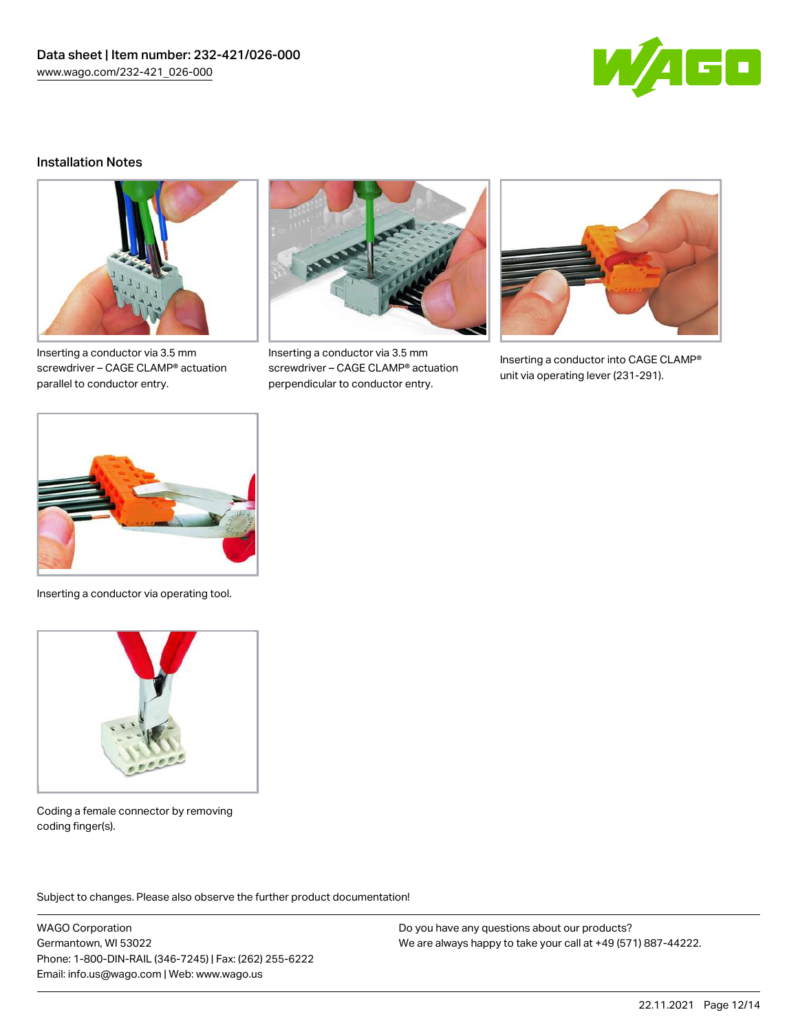## Installation Notes

Inserting a conductor via 3.5 mm screwdriver – CAGE CLAMP® actuation parallel to conductor entry.

Inserting a conductor via 3.5 mm screwdriver – CAGE CLAMP® actuation perpendicular to conductor entry.

Inserting a conductor into CAGE CLAMP® unit via operating lever (231-291).

Inserting a conductor via operating tool.

Coding a female connector by removing coding finger(s).

Subject to changes. Please also observe the further product documentation!

WAGO Corporation
Germantown, WI 53022
Phone: 1-800-DIN-RAIL (346-7245) | Fax: (262) 255-6222
Email: info.us@wago.com | Web: www.wago.us

Do you have any questions about our products?
We are always happy to take your call at +49 (571) 887-44222.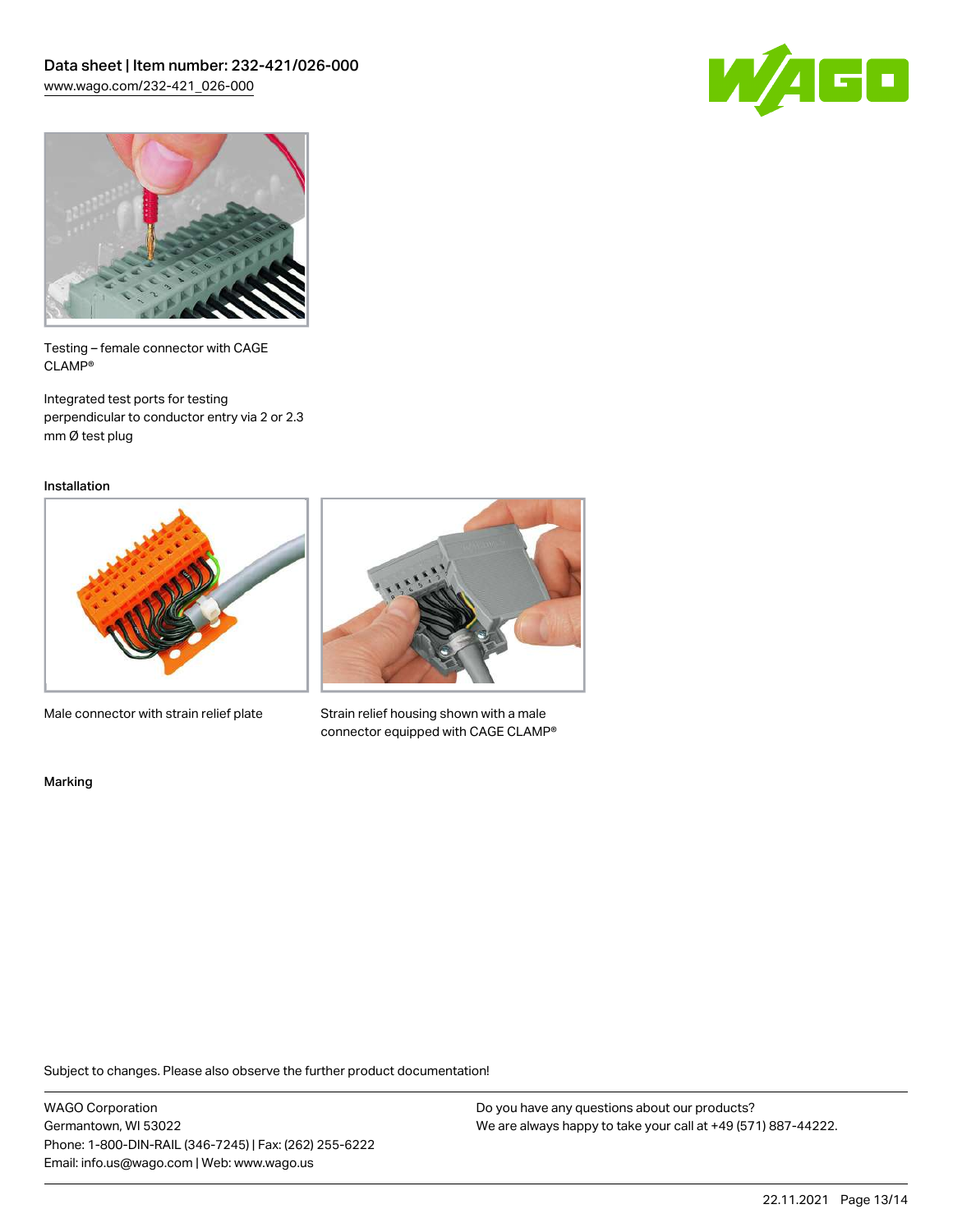Testing – female connector with CAGE CLAMP®

Integrated test ports for testing perpendicular to conductor entry via 2 or 2.3 mm Ø test plug

Installation

Male connector with strain relief plate

Strain relief housing shown with a male connector equipped with CAGE CLAMP®

Marking

Subject to changes. Please also observe the further product documentation!

WAGO Corporation
Germantown, WI 53022
Phone: 1-800-DIN-RAIL (346-7245) | Fax: (262) 255-6222
Email: info.us@wago.com | Web: www.wago.us

Do you have any questions about our products?
We are always happy to take your call at +49 (571) 887-44222.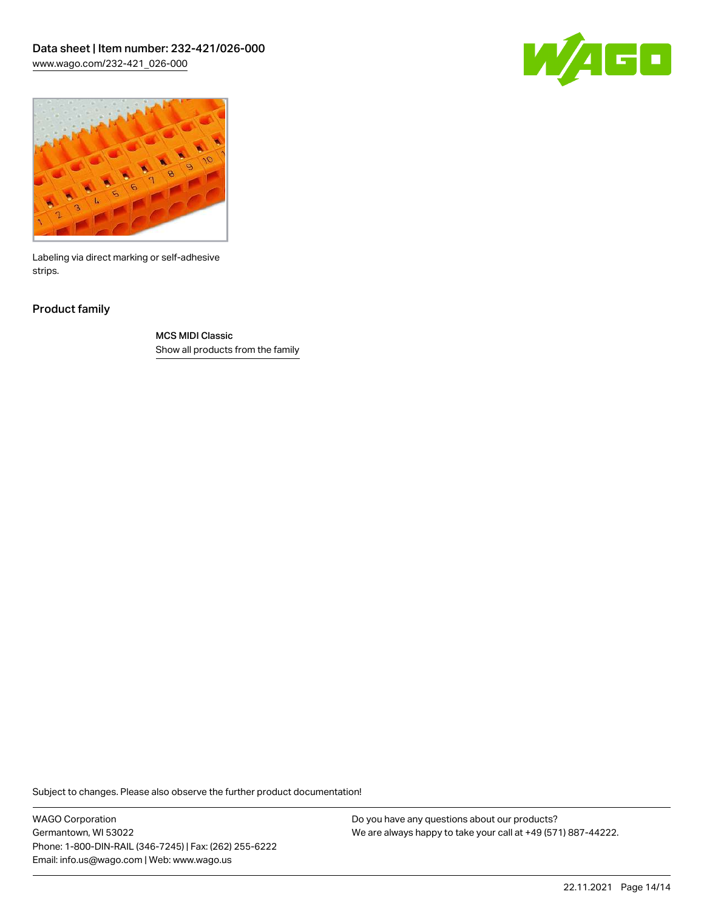Labeling via direct marking or self-adhesive strips.

## Product family

**MCS MIDI Classic**
Show all products from the family

Subject to changes. Please also observe the further product documentation!

WAGO Corporation
Germantown, WI 53022
Phone: 1-800-DIN-RAIL (346-7245) | Fax: (262) 255-6222
Email: info.us@wago.com | Web: www.wago.us

Do you have any questions about our products?
We are always happy to take your call at +49 (571) 887-44222.